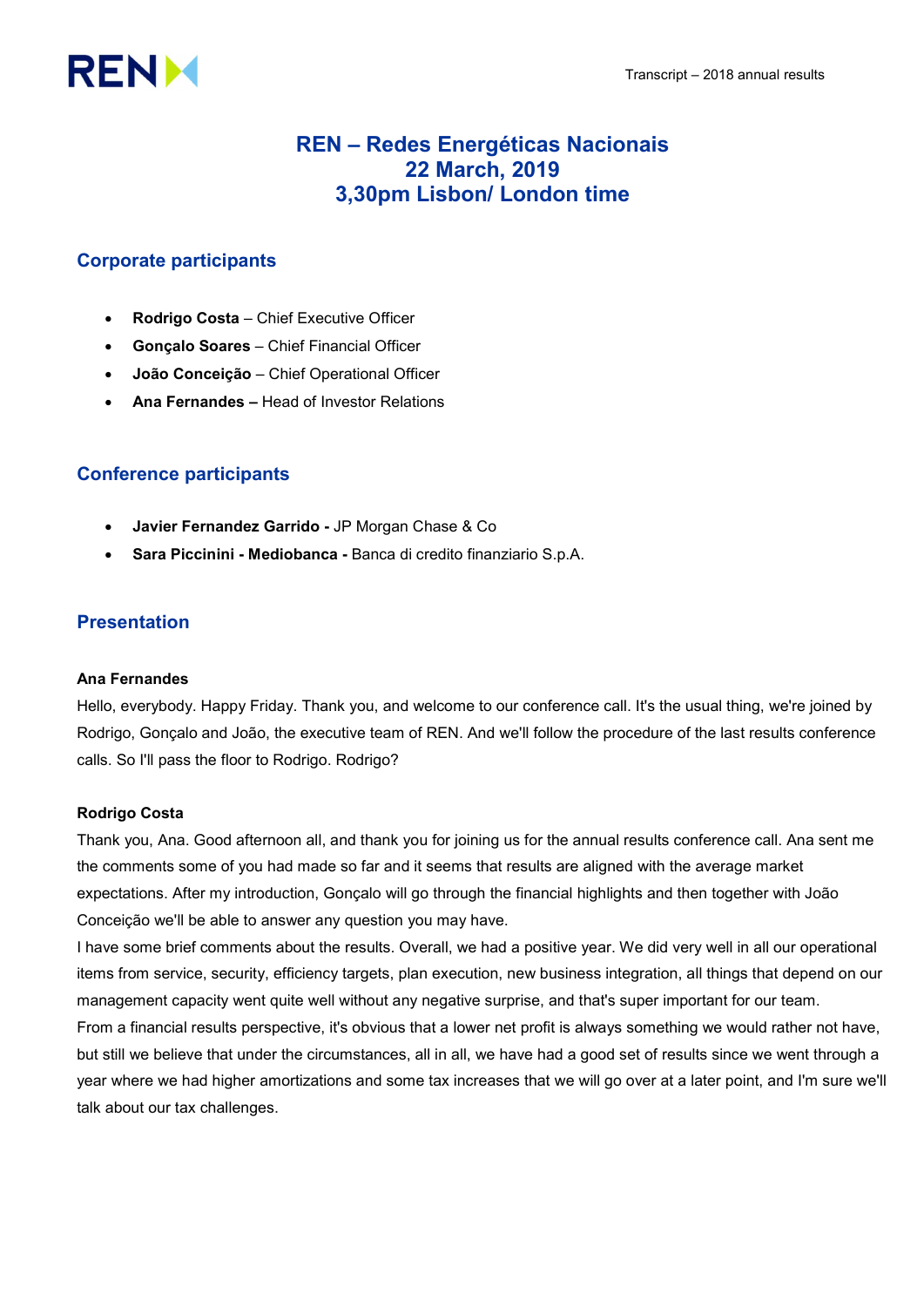# REN – Redes Energéticas Nacionais
# 22 March, 2019
# 3,30pm Lisbon/ London time

## Corporate participants

- **Rodrigo Costa** – Chief Executive Officer
- **Gonçalo Soares** – Chief Financial Officer
- **João Conceição** – Chief Operational Officer
- **Ana Fernandes –** Head of Investor Relations

## Conference participants

- **Javier Fernandez Garrido -** JP Morgan Chase & Co
- **Sara Piccinini - Mediobanca -** Banca di credito finanziario S.p.A.

## Presentation

**Ana Fernandes**

Hello, everybody. Happy Friday. Thank you, and welcome to our conference call. It's the usual thing, we're joined by Rodrigo, Gonçalo and João, the executive team of REN. And we'll follow the procedure of the last results conference calls. So I'll pass the floor to Rodrigo. Rodrigo?

**Rodrigo Costa**

Thank you, Ana. Good afternoon all, and thank you for joining us for the annual results conference call. Ana sent me the comments some of you had made so far and it seems that results are aligned with the average market expectations. After my introduction, Gonçalo will go through the financial highlights and then together with João Conceição we'll be able to answer any question you may have.

I have some brief comments about the results. Overall, we had a positive year. We did very well in all our operational items from service, security, efficiency targets, plan execution, new business integration, all things that depend on our management capacity went quite well without any negative surprise, and that's super important for our team.

From a financial results perspective, it's obvious that a lower net profit is always something we would rather not have, but still we believe that under the circumstances, all in all, we have had a good set of results since we went through a year where we had higher amortizations and some tax increases that we will go over at a later point, and I'm sure we'll talk about our tax challenges.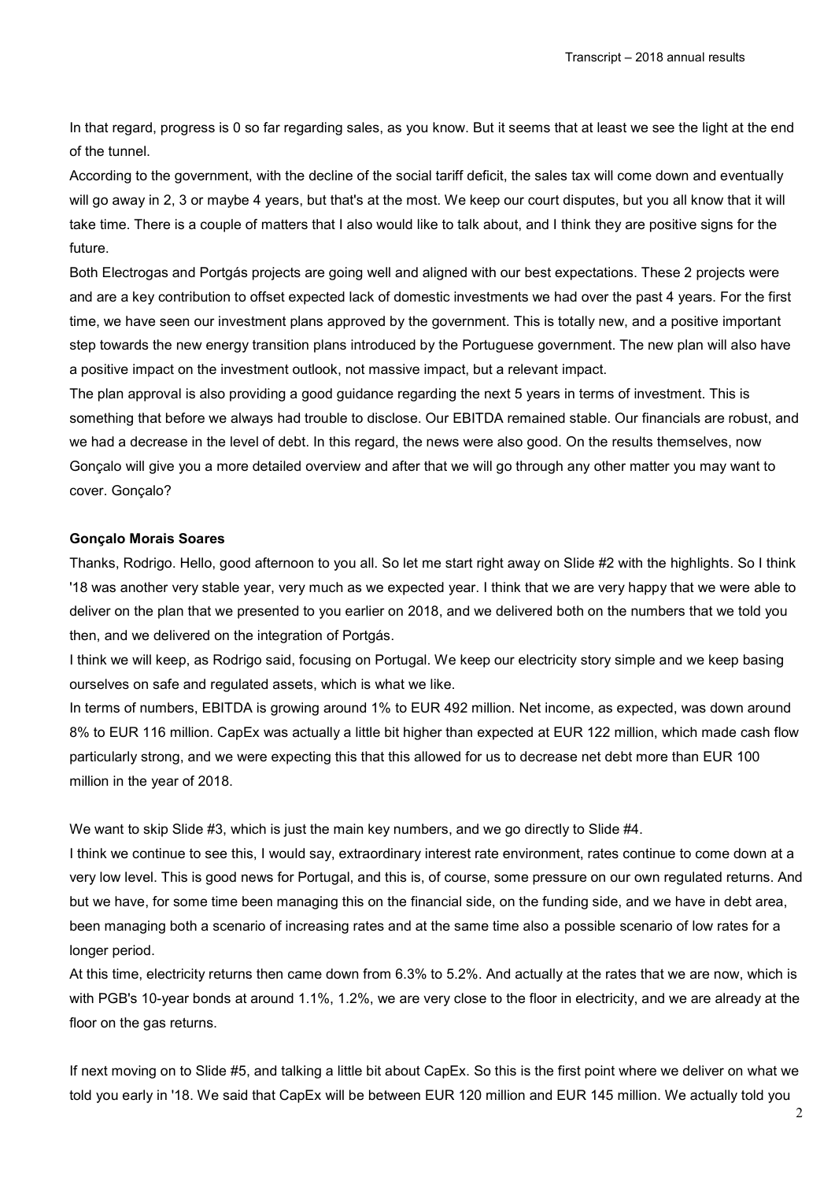In that regard, progress is 0 so far regarding sales, as you know. But it seems that at least we see the light at the end of the tunnel.

According to the government, with the decline of the social tariff deficit, the sales tax will come down and eventually will go away in 2, 3 or maybe 4 years, but that's at the most. We keep our court disputes, but you all know that it will take time. There is a couple of matters that I also would like to talk about, and I think they are positive signs for the future.

Both Electrogas and Portgás projects are going well and aligned with our best expectations. These 2 projects were and are a key contribution to offset expected lack of domestic investments we had over the past 4 years. For the first time, we have seen our investment plans approved by the government. This is totally new, and a positive important step towards the new energy transition plans introduced by the Portuguese government. The new plan will also have a positive impact on the investment outlook, not massive impact, but a relevant impact.

The plan approval is also providing a good guidance regarding the next 5 years in terms of investment. This is something that before we always had trouble to disclose. Our EBITDA remained stable. Our financials are robust, and we had a decrease in the level of debt. In this regard, the news were also good. On the results themselves, now Gonçalo will give you a more detailed overview and after that we will go through any other matter you may want to cover. Gonçalo?

**Gonçalo Morais Soares**

Thanks, Rodrigo. Hello, good afternoon to you all. So let me start right away on Slide #2 with the highlights. So I think '18 was another very stable year, very much as we expected year. I think that we are very happy that we were able to deliver on the plan that we presented to you earlier on 2018, and we delivered both on the numbers that we told you then, and we delivered on the integration of Portgás.

I think we will keep, as Rodrigo said, focusing on Portugal. We keep our electricity story simple and we keep basing ourselves on safe and regulated assets, which is what we like.

In terms of numbers, EBITDA is growing around 1% to EUR 492 million. Net income, as expected, was down around 8% to EUR 116 million. CapEx was actually a little bit higher than expected at EUR 122 million, which made cash flow particularly strong, and we were expecting this that this allowed for us to decrease net debt more than EUR 100 million in the year of 2018.

We want to skip Slide #3, which is just the main key numbers, and we go directly to Slide #4.

I think we continue to see this, I would say, extraordinary interest rate environment, rates continue to come down at a very low level. This is good news for Portugal, and this is, of course, some pressure on our own regulated returns. And but we have, for some time been managing this on the financial side, on the funding side, and we have in debt area, been managing both a scenario of increasing rates and at the same time also a possible scenario of low rates for a longer period.

At this time, electricity returns then came down from 6.3% to 5.2%. And actually at the rates that we are now, which is with PGB's 10-year bonds at around 1.1%, 1.2%, we are very close to the floor in electricity, and we are already at the floor on the gas returns.

If next moving on to Slide #5, and talking a little bit about CapEx. So this is the first point where we deliver on what we told you early in '18. We said that CapEx will be between EUR 120 million and EUR 145 million. We actually told you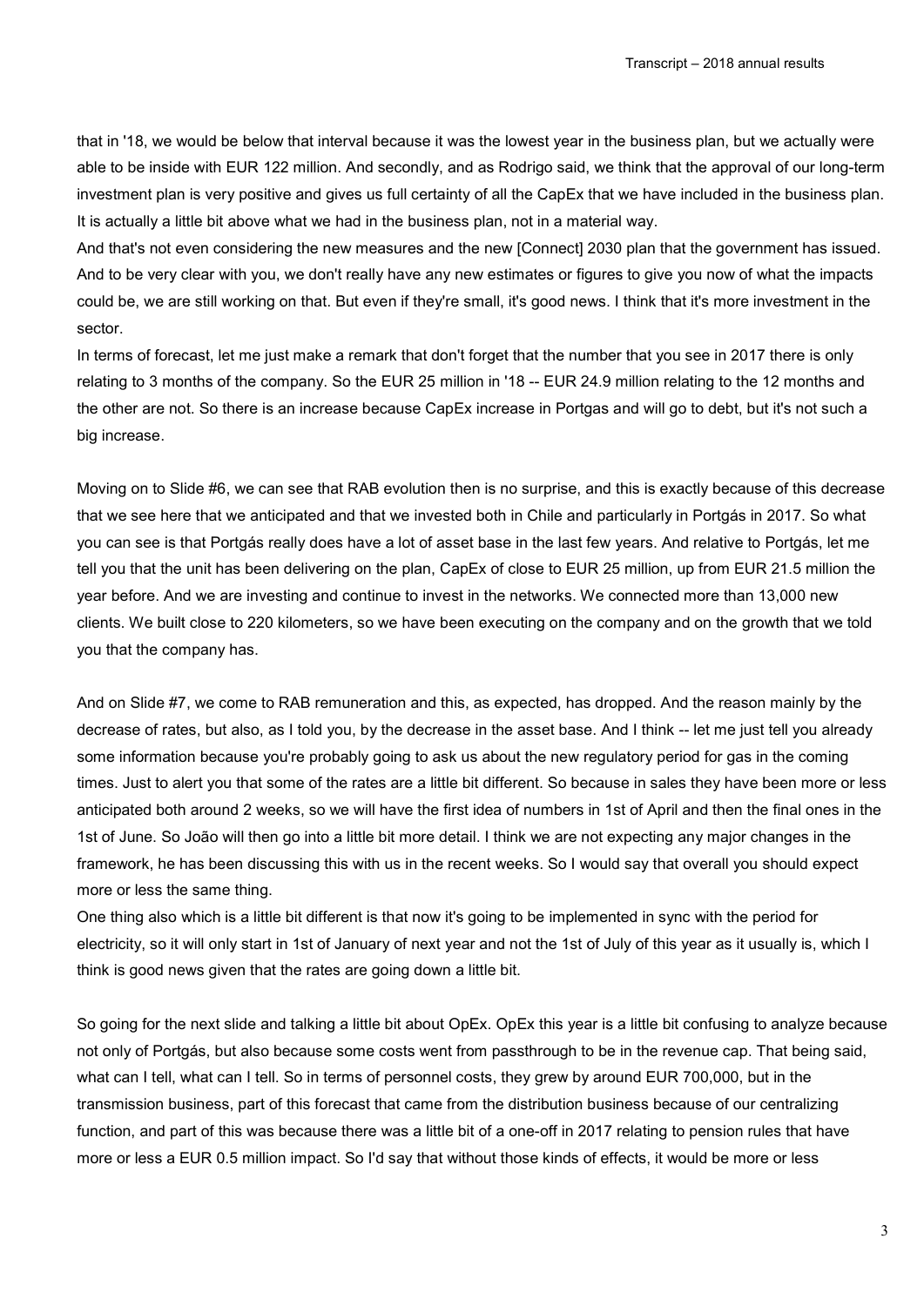that in '18, we would be below that interval because it was the lowest year in the business plan, but we actually were able to be inside with EUR 122 million. And secondly, and as Rodrigo said, we think that the approval of our long-term investment plan is very positive and gives us full certainty of all the CapEx that we have included in the business plan. It is actually a little bit above what we had in the business plan, not in a material way.

And that's not even considering the new measures and the new [Connect] 2030 plan that the government has issued. And to be very clear with you, we don't really have any new estimates or figures to give you now of what the impacts could be, we are still working on that. But even if they're small, it's good news. I think that it's more investment in the sector.

In terms of forecast, let me just make a remark that don't forget that the number that you see in 2017 there is only relating to 3 months of the company. So the EUR 25 million in '18 -- EUR 24.9 million relating to the 12 months and the other are not. So there is an increase because CapEx increase in Portgas and will go to debt, but it's not such a big increase.

Moving on to Slide #6, we can see that RAB evolution then is no surprise, and this is exactly because of this decrease that we see here that we anticipated and that we invested both in Chile and particularly in Portgás in 2017. So what you can see is that Portgás really does have a lot of asset base in the last few years. And relative to Portgás, let me tell you that the unit has been delivering on the plan, CapEx of close to EUR 25 million, up from EUR 21.5 million the year before. And we are investing and continue to invest in the networks. We connected more than 13,000 new clients. We built close to 220 kilometers, so we have been executing on the company and on the growth that we told you that the company has.

And on Slide #7, we come to RAB remuneration and this, as expected, has dropped. And the reason mainly by the decrease of rates, but also, as I told you, by the decrease in the asset base. And I think -- let me just tell you already some information because you're probably going to ask us about the new regulatory period for gas in the coming times. Just to alert you that some of the rates are a little bit different. So because in sales they have been more or less anticipated both around 2 weeks, so we will have the first idea of numbers in 1st of April and then the final ones in the 1st of June. So João will then go into a little bit more detail. I think we are not expecting any major changes in the framework, he has been discussing this with us in the recent weeks. So I would say that overall you should expect more or less the same thing.

One thing also which is a little bit different is that now it's going to be implemented in sync with the period for electricity, so it will only start in 1st of January of next year and not the 1st of July of this year as it usually is, which I think is good news given that the rates are going down a little bit.

So going for the next slide and talking a little bit about OpEx. OpEx this year is a little bit confusing to analyze because not only of Portgás, but also because some costs went from passthrough to be in the revenue cap. That being said, what can I tell, what can I tell. So in terms of personnel costs, they grew by around EUR 700,000, but in the transmission business, part of this forecast that came from the distribution business because of our centralizing function, and part of this was because there was a little bit of a one-off in 2017 relating to pension rules that have more or less a EUR 0.5 million impact. So I'd say that without those kinds of effects, it would be more or less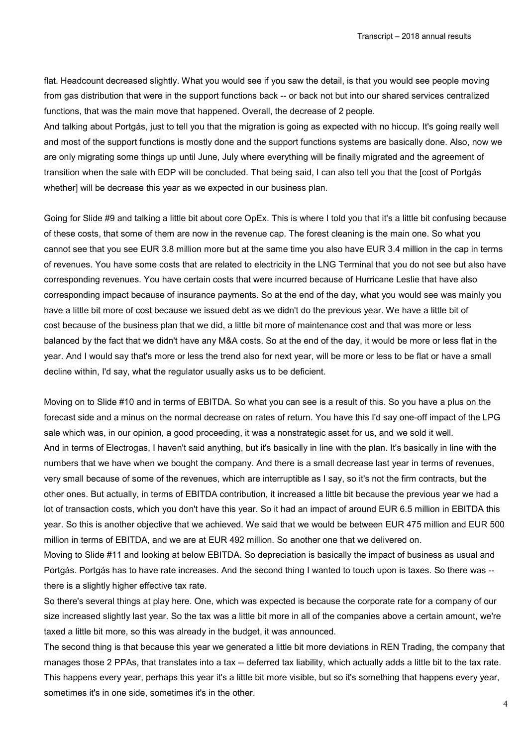flat. Headcount decreased slightly. What you would see if you saw the detail, is that you would see people moving from gas distribution that were in the support functions back -- or back not but into our shared services centralized functions, that was the main move that happened. Overall, the decrease of 2 people.
And talking about Portgás, just to tell you that the migration is going as expected with no hiccup. It's going really well and most of the support functions is mostly done and the support functions systems are basically done. Also, now we are only migrating some things up until June, July where everything will be finally migrated and the agreement of transition when the sale with EDP will be concluded. That being said, I can also tell you that the [cost of Portgás whether] will be decrease this year as we expected in our business plan.

Going for Slide #9 and talking a little bit about core OpEx. This is where I told you that it's a little bit confusing because of these costs, that some of them are now in the revenue cap. The forest cleaning is the main one. So what you cannot see that you see EUR 3.8 million more but at the same time you also have EUR 3.4 million in the cap in terms of revenues. You have some costs that are related to electricity in the LNG Terminal that you do not see but also have corresponding revenues. You have certain costs that were incurred because of Hurricane Leslie that have also corresponding impact because of insurance payments. So at the end of the day, what you would see was mainly you have a little bit more of cost because we issued debt as we didn't do the previous year. We have a little bit of cost because of the business plan that we did, a little bit more of maintenance cost and that was more or less balanced by the fact that we didn't have any M&A costs. So at the end of the day, it would be more or less flat in the year. And I would say that's more or less the trend also for next year, will be more or less to be flat or have a small decline within, I'd say, what the regulator usually asks us to be deficient.

Moving on to Slide #10 and in terms of EBITDA. So what you can see is a result of this. So you have a plus on the forecast side and a minus on the normal decrease on rates of return. You have this I'd say one-off impact of the LPG sale which was, in our opinion, a good proceeding, it was a nonstrategic asset for us, and we sold it well.
And in terms of Electrogas, I haven't said anything, but it's basically in line with the plan. It's basically in line with the numbers that we have when we bought the company. And there is a small decrease last year in terms of revenues, very small because of some of the revenues, which are interruptible as I say, so it's not the firm contracts, but the other ones. But actually, in terms of EBITDA contribution, it increased a little bit because the previous year we had a lot of transaction costs, which you don't have this year. So it had an impact of around EUR 6.5 million in EBITDA this year. So this is another objective that we achieved. We said that we would be between EUR 475 million and EUR 500 million in terms of EBITDA, and we are at EUR 492 million. So another one that we delivered on.
Moving to Slide #11 and looking at below EBITDA. So depreciation is basically the impact of business as usual and Portgás. Portgás has to have rate increases. And the second thing I wanted to touch upon is taxes. So there was -- there is a slightly higher effective tax rate.
So there's several things at play here. One, which was expected is because the corporate rate for a company of our size increased slightly last year. So the tax was a little bit more in all of the companies above a certain amount, we're taxed a little bit more, so this was already in the budget, it was announced.
The second thing is that because this year we generated a little bit more deviations in REN Trading, the company that manages those 2 PPAs, that translates into a tax -- deferred tax liability, which actually adds a little bit to the tax rate. This happens every year, perhaps this year it's a little bit more visible, but so it's something that happens every year, sometimes it's in one side, sometimes it's in the other.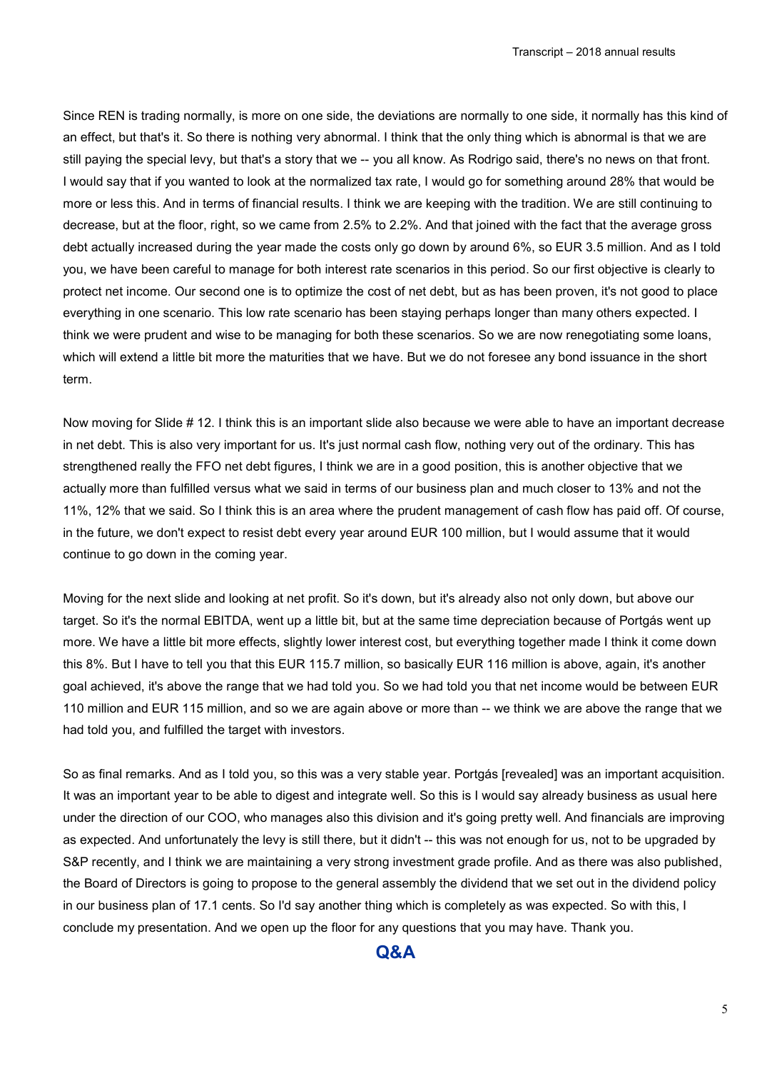Since REN is trading normally, is more on one side, the deviations are normally to one side, it normally has this kind of an effect, but that's it. So there is nothing very abnormal. I think that the only thing which is abnormal is that we are still paying the special levy, but that's a story that we -- you all know. As Rodrigo said, there's no news on that front. I would say that if you wanted to look at the normalized tax rate, I would go for something around 28% that would be more or less this. And in terms of financial results. I think we are keeping with the tradition. We are still continuing to decrease, but at the floor, right, so we came from 2.5% to 2.2%. And that joined with the fact that the average gross debt actually increased during the year made the costs only go down by around 6%, so EUR 3.5 million. And as I told you, we have been careful to manage for both interest rate scenarios in this period. So our first objective is clearly to protect net income. Our second one is to optimize the cost of net debt, but as has been proven, it's not good to place everything in one scenario. This low rate scenario has been staying perhaps longer than many others expected. I think we were prudent and wise to be managing for both these scenarios. So we are now renegotiating some loans, which will extend a little bit more the maturities that we have. But we do not foresee any bond issuance in the short term.

Now moving for Slide # 12. I think this is an important slide also because we were able to have an important decrease in net debt. This is also very important for us. It's just normal cash flow, nothing very out of the ordinary. This has strengthened really the FFO net debt figures, I think we are in a good position, this is another objective that we actually more than fulfilled versus what we said in terms of our business plan and much closer to 13% and not the 11%, 12% that we said. So I think this is an area where the prudent management of cash flow has paid off. Of course, in the future, we don't expect to resist debt every year around EUR 100 million, but I would assume that it would continue to go down in the coming year.

Moving for the next slide and looking at net profit. So it's down, but it's already also not only down, but above our target. So it's the normal EBITDA, went up a little bit, but at the same time depreciation because of Portgás went up more. We have a little bit more effects, slightly lower interest cost, but everything together made I think it come down this 8%. But I have to tell you that this EUR 115.7 million, so basically EUR 116 million is above, again, it's another goal achieved, it's above the range that we had told you. So we had told you that net income would be between EUR 110 million and EUR 115 million, and so we are again above or more than -- we think we are above the range that we had told you, and fulfilled the target with investors.

So as final remarks. And as I told you, so this was a very stable year. Portgás [revealed] was an important acquisition. It was an important year to be able to digest and integrate well. So this is I would say already business as usual here under the direction of our COO, who manages also this division and it's going pretty well. And financials are improving as expected. And unfortunately the levy is still there, but it didn't -- this was not enough for us, not to be upgraded by S&P recently, and I think we are maintaining a very strong investment grade profile. And as there was also published, the Board of Directors is going to propose to the general assembly the dividend that we set out in the dividend policy in our business plan of 17.1 cents. So I'd say another thing which is completely as was expected. So with this, I conclude my presentation. And we open up the floor for any questions that you may have. Thank you.

## Q&A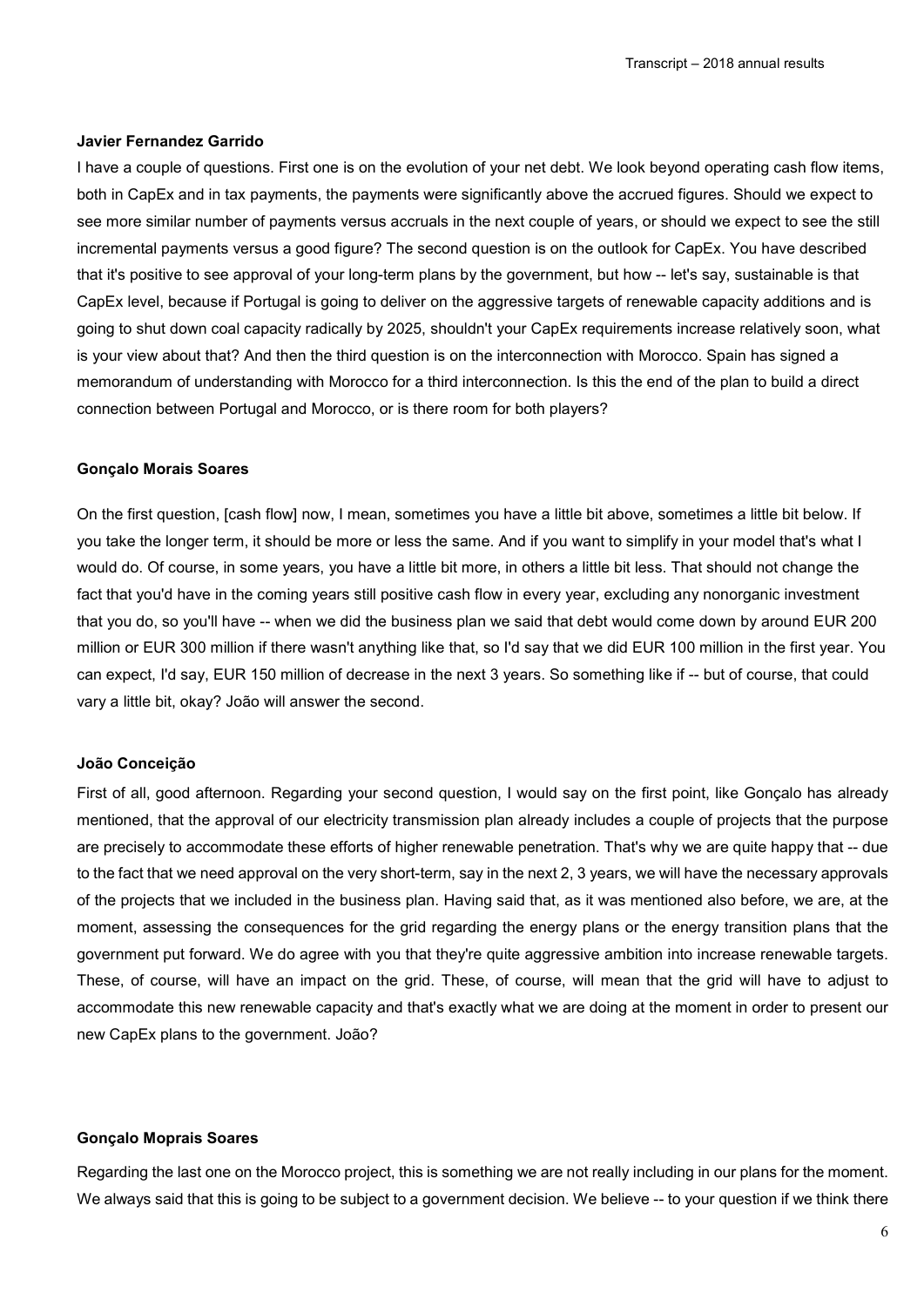**Javier Fernandez Garrido**

I have a couple of questions. First one is on the evolution of your net debt. We look beyond operating cash flow items, both in CapEx and in tax payments, the payments were significantly above the accrued figures. Should we expect to see more similar number of payments versus accruals in the next couple of years, or should we expect to see the still incremental payments versus a good figure? The second question is on the outlook for CapEx. You have described that it's positive to see approval of your long-term plans by the government, but how -- let's say, sustainable is that CapEx level, because if Portugal is going to deliver on the aggressive targets of renewable capacity additions and is going to shut down coal capacity radically by 2025, shouldn't your CapEx requirements increase relatively soon, what is your view about that? And then the third question is on the interconnection with Morocco. Spain has signed a memorandum of understanding with Morocco for a third interconnection. Is this the end of the plan to build a direct connection between Portugal and Morocco, or is there room for both players?

**Gonçalo Morais Soares**

On the first question, [cash flow] now, I mean, sometimes you have a little bit above, sometimes a little bit below. If you take the longer term, it should be more or less the same. And if you want to simplify in your model that's what I would do. Of course, in some years, you have a little bit more, in others a little bit less. That should not change the fact that you'd have in the coming years still positive cash flow in every year, excluding any nonorganic investment that you do, so you'll have -- when we did the business plan we said that debt would come down by around EUR 200 million or EUR 300 million if there wasn't anything like that, so I'd say that we did EUR 100 million in the first year. You can expect, I'd say, EUR 150 million of decrease in the next 3 years. So something like if -- but of course, that could vary a little bit, okay? João will answer the second.

**João Conceição**

First of all, good afternoon. Regarding your second question, I would say on the first point, like Gonçalo has already mentioned, that the approval of our electricity transmission plan already includes a couple of projects that the purpose are precisely to accommodate these efforts of higher renewable penetration. That's why we are quite happy that -- due to the fact that we need approval on the very short-term, say in the next 2, 3 years, we will have the necessary approvals of the projects that we included in the business plan. Having said that, as it was mentioned also before, we are, at the moment, assessing the consequences for the grid regarding the energy plans or the energy transition plans that the government put forward. We do agree with you that they're quite aggressive ambition into increase renewable targets. These, of course, will have an impact on the grid. These, of course, will mean that the grid will have to adjust to accommodate this new renewable capacity and that's exactly what we are doing at the moment in order to present our new CapEx plans to the government. João?

**Gonçalo Moprais Soares**

Regarding the last one on the Morocco project, this is something we are not really including in our plans for the moment. We always said that this is going to be subject to a government decision. We believe -- to your question if we think there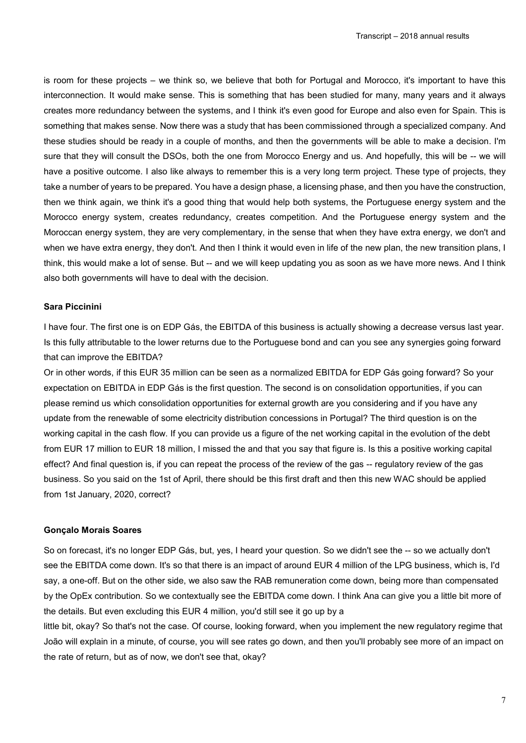is room for these projects – we think so, we believe that both for Portugal and Morocco, it's important to have this interconnection. It would make sense. This is something that has been studied for many, many years and it always creates more redundancy between the systems, and I think it's even good for Europe and also even for Spain. This is something that makes sense. Now there was a study that has been commissioned through a specialized company. And these studies should be ready in a couple of months, and then the governments will be able to make a decision. I'm sure that they will consult the DSOs, both the one from Morocco Energy and us. And hopefully, this will be -- we will have a positive outcome. I also like always to remember this is a very long term project. These type of projects, they take a number of years to be prepared. You have a design phase, a licensing phase, and then you have the construction, then we think again, we think it's a good thing that would help both systems, the Portuguese energy system and the Morocco energy system, creates redundancy, creates competition. And the Portuguese energy system and the Moroccan energy system, they are very complementary, in the sense that when they have extra energy, we don't and when we have extra energy, they don't. And then I think it would even in life of the new plan, the new transition plans, I think, this would make a lot of sense. But -- and we will keep updating you as soon as we have more news. And I think also both governments will have to deal with the decision.

**Sara Piccinini**

I have four. The first one is on EDP Gás, the EBITDA of this business is actually showing a decrease versus last year. Is this fully attributable to the lower returns due to the Portuguese bond and can you see any synergies going forward that can improve the EBITDA?

Or in other words, if this EUR 35 million can be seen as a normalized EBITDA for EDP Gás going forward? So your expectation on EBITDA in EDP Gás is the first question. The second is on consolidation opportunities, if you can please remind us which consolidation opportunities for external growth are you considering and if you have any update from the renewable of some electricity distribution concessions in Portugal? The third question is on the working capital in the cash flow. If you can provide us a figure of the net working capital in the evolution of the debt from EUR 17 million to EUR 18 million, I missed the and that you say that figure is. Is this a positive working capital effect? And final question is, if you can repeat the process of the review of the gas -- regulatory review of the gas business. So you said on the 1st of April, there should be this first draft and then this new WAC should be applied from 1st January, 2020, correct?

**Gonçalo Morais Soares**

So on forecast, it's no longer EDP Gás, but, yes, I heard your question. So we didn't see the -- so we actually don't see the EBITDA come down. It's so that there is an impact of around EUR 4 million of the LPG business, which is, I'd say, a one-off. But on the other side, we also saw the RAB remuneration come down, being more than compensated by the OpEx contribution. So we contextually see the EBITDA come down. I think Ana can give you a little bit more of the details. But even excluding this EUR 4 million, you'd still see it go up by a little bit, okay? So that's not the case. Of course, looking forward, when you implement the new regulatory regime that João will explain in a minute, of course, you will see rates go down, and then you'll probably see more of an impact on the rate of return, but as of now, we don't see that, okay?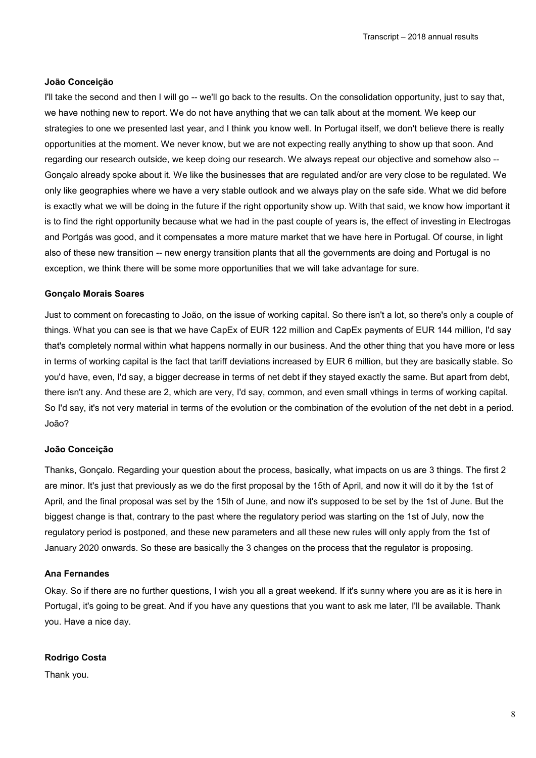**João Conceição**

I'll take the second and then I will go -- we'll go back to the results. On the consolidation opportunity, just to say that, we have nothing new to report. We do not have anything that we can talk about at the moment. We keep our strategies to one we presented last year, and I think you know well. In Portugal itself, we don't believe there is really opportunities at the moment. We never know, but we are not expecting really anything to show up that soon. And regarding our research outside, we keep doing our research. We always repeat our objective and somehow also -- Gonçalo already spoke about it. We like the businesses that are regulated and/or are very close to be regulated. We only like geographies where we have a very stable outlook and we always play on the safe side. What we did before is exactly what we will be doing in the future if the right opportunity show up. With that said, we know how important it is to find the right opportunity because what we had in the past couple of years is, the effect of investing in Electrogas and Portgás was good, and it compensates a more mature market that we have here in Portugal. Of course, in light also of these new transition -- new energy transition plants that all the governments are doing and Portugal is no exception, we think there will be some more opportunities that we will take advantage for sure.

**Gonçalo Morais Soares**

Just to comment on forecasting to João, on the issue of working capital. So there isn't a lot, so there's only a couple of things. What you can see is that we have CapEx of EUR 122 million and CapEx payments of EUR 144 million, I'd say that's completely normal within what happens normally in our business. And the other thing that you have more or less in terms of working capital is the fact that tariff deviations increased by EUR 6 million, but they are basically stable. So you'd have, even, I'd say, a bigger decrease in terms of net debt if they stayed exactly the same. But apart from debt, there isn't any. And these are 2, which are very, I'd say, common, and even small vthings in terms of working capital. So I'd say, it's not very material in terms of the evolution or the combination of the evolution of the net debt in a period. João?

**João Conceição**

Thanks, Gonçalo. Regarding your question about the process, basically, what impacts on us are 3 things. The first 2 are minor. It's just that previously as we do the first proposal by the 15th of April, and now it will do it by the 1st of April, and the final proposal was set by the 15th of June, and now it's supposed to be set by the 1st of June. But the biggest change is that, contrary to the past where the regulatory period was starting on the 1st of July, now the regulatory period is postponed, and these new parameters and all these new rules will only apply from the 1st of January 2020 onwards. So these are basically the 3 changes on the process that the regulator is proposing.

**Ana Fernandes**

Okay. So if there are no further questions, I wish you all a great weekend. If it's sunny where you are as it is here in Portugal, it's going to be great. And if you have any questions that you want to ask me later, I'll be available. Thank you. Have a nice day.

**Rodrigo Costa**

Thank you.